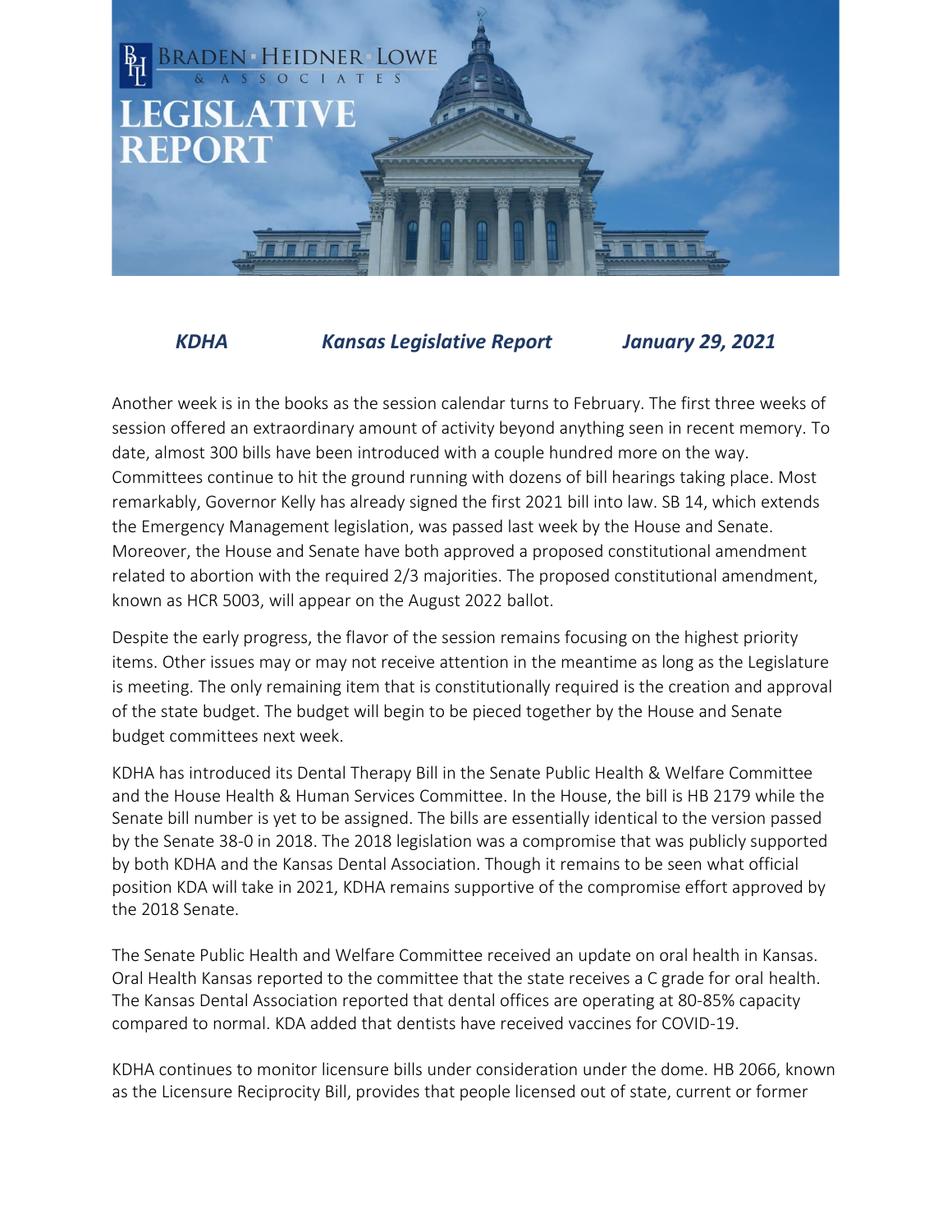# BRADEN · HEIDNER · LOWE & ASSOCIATES

# LEGISLATIVE REPORT

***KDHA*** ***Kansas Legislative Report*** ***January 29, 2021***

Another week is in the books as the session calendar turns to February. The first three weeks of session offered an extraordinary amount of activity beyond anything seen in recent memory. To date, almost 300 bills have been introduced with a couple hundred more on the way. Committees continue to hit the ground running with dozens of bill hearings taking place. Most remarkably, Governor Kelly has already signed the first 2021 bill into law. SB 14, which extends the Emergency Management legislation, was passed last week by the House and Senate. Moreover, the House and Senate have both approved a proposed constitutional amendment related to abortion with the required 2/3 majorities. The proposed constitutional amendment, known as HCR 5003, will appear on the August 2022 ballot.

Despite the early progress, the flavor of the session remains focusing on the highest priority items. Other issues may or may not receive attention in the meantime as long as the Legislature is meeting. The only remaining item that is constitutionally required is the creation and approval of the state budget. The budget will begin to be pieced together by the House and Senate budget committees next week.

KDHA has introduced its Dental Therapy Bill in the Senate Public Health & Welfare Committee and the House Health & Human Services Committee. In the House, the bill is HB 2179 while the Senate bill number is yet to be assigned. The bills are essentially identical to the version passed by the Senate 38-0 in 2018. The 2018 legislation was a compromise that was publicly supported by both KDHA and the Kansas Dental Association. Though it remains to be seen what official position KDA will take in 2021, KDHA remains supportive of the compromise effort approved by the 2018 Senate.

The Senate Public Health and Welfare Committee received an update on oral health in Kansas. Oral Health Kansas reported to the committee that the state receives a C grade for oral health. The Kansas Dental Association reported that dental offices are operating at 80-85% capacity compared to normal. KDA added that dentists have received vaccines for COVID-19.

KDHA continues to monitor licensure bills under consideration under the dome. HB 2066, known as the Licensure Reciprocity Bill, provides that people licensed out of state, current or former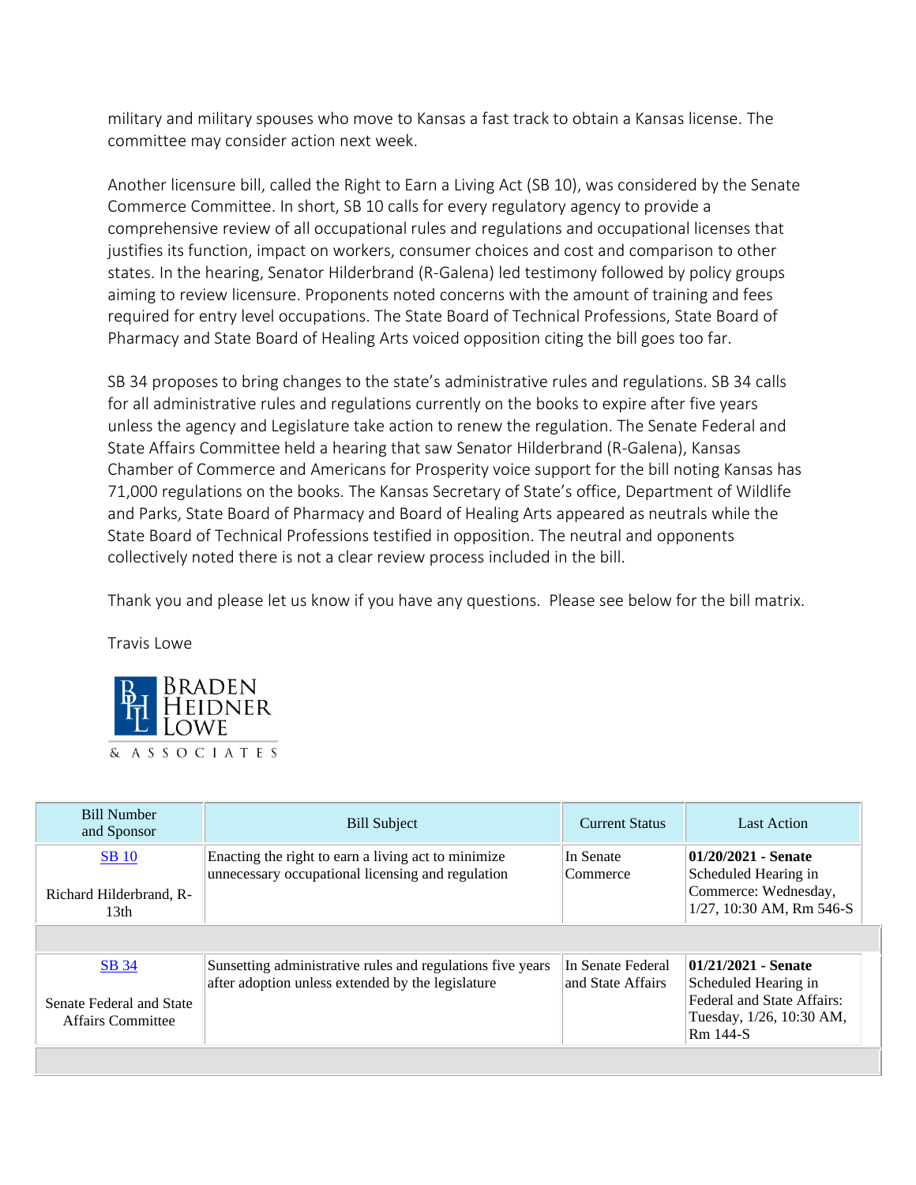military and military spouses who move to Kansas a fast track to obtain a Kansas license. The committee may consider action next week.

Another licensure bill, called the Right to Earn a Living Act (SB 10), was considered by the Senate Commerce Committee. In short, SB 10 calls for every regulatory agency to provide a comprehensive review of all occupational rules and regulations and occupational licenses that justifies its function, impact on workers, consumer choices and cost and comparison to other states. In the hearing, Senator Hilderbrand (R-Galena) led testimony followed by policy groups aiming to review licensure. Proponents noted concerns with the amount of training and fees required for entry level occupations. The State Board of Technical Professions, State Board of Pharmacy and State Board of Healing Arts voiced opposition citing the bill goes too far.

SB 34 proposes to bring changes to the state's administrative rules and regulations. SB 34 calls for all administrative rules and regulations currently on the books to expire after five years unless the agency and Legislature take action to renew the regulation. The Senate Federal and State Affairs Committee held a hearing that saw Senator Hilderbrand (R-Galena), Kansas Chamber of Commerce and Americans for Prosperity voice support for the bill noting Kansas has 71,000 regulations on the books. The Kansas Secretary of State's office, Department of Wildlife and Parks, State Board of Pharmacy and Board of Healing Arts appeared as neutrals while the State Board of Technical Professions testified in opposition. The neutral and opponents collectively noted there is not a clear review process included in the bill.

Thank you and please let us know if you have any questions. Please see below for the bill matrix.

Travis Lowe

BRADEN HEIDNER LOWE & ASSOCIATES

| Bill Number and Sponsor | Bill Subject | Current Status | Last Action |
|---|---|---|---|
| SB 10<br><br>Richard Hilderbrand, R-13th | Enacting the right to earn a living act to minimize unnecessary occupational licensing and regulation | In Senate Commerce | **01/20/2021 - Senate** Scheduled Hearing in Commerce: Wednesday, 1/27, 10:30 AM, Rm 546-S |
| SB 34<br><br>Senate Federal and State Affairs Committee | Sunsetting administrative rules and regulations five years after adoption unless extended by the legislature | In Senate Federal and State Affairs | **01/21/2021 - Senate** Scheduled Hearing in Federal and State Affairs: Tuesday, 1/26, 10:30 AM, Rm 144-S |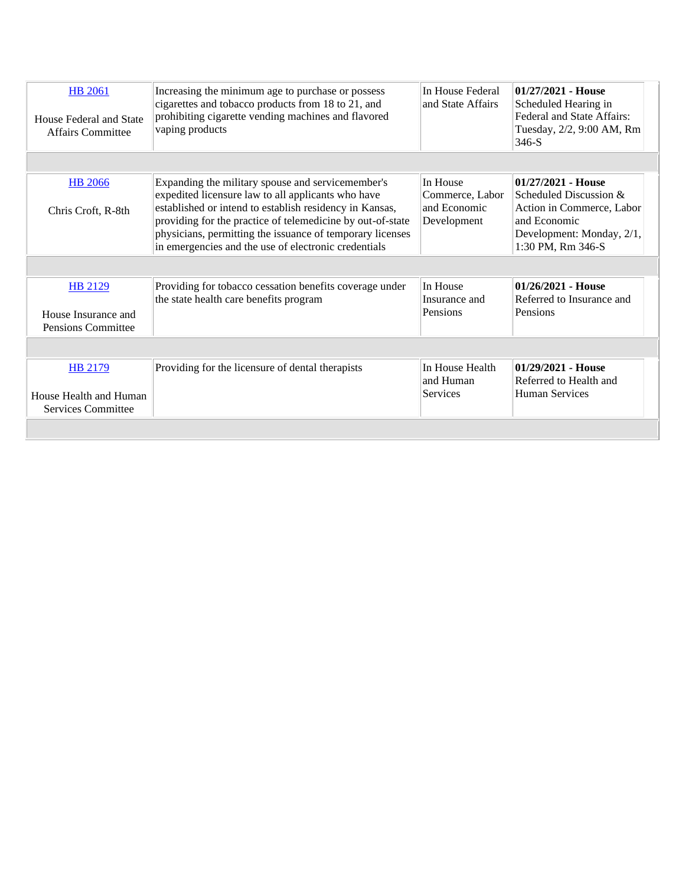| | | | |
|---|---|---|---|
| HB 2061<br><br>House Federal and State Affairs Committee | Increasing the minimum age to purchase or possess cigarettes and tobacco products from 18 to 21, and prohibiting cigarette vending machines and flavored vaping products | In House Federal and State Affairs | **01/27/2021 - House** Scheduled Hearing in Federal and State Affairs: Tuesday, 2/2, 9:00 AM, Rm 346-S |
| HB 2066<br><br>Chris Croft, R-8th | Expanding the military spouse and servicemember's expedited licensure law to all applicants who have established or intend to establish residency in Kansas, providing for the practice of telemedicine by out-of-state physicians, permitting the issuance of temporary licenses in emergencies and the use of electronic credentials | In House Commerce, Labor and Economic Development | **01/27/2021 - House** Scheduled Discussion & Action in Commerce, Labor and Economic Development: Monday, 2/1, 1:30 PM, Rm 346-S |
| HB 2129<br><br>House Insurance and Pensions Committee | Providing for tobacco cessation benefits coverage under the state health care benefits program | In House Insurance and Pensions | **01/26/2021 - House** Referred to Insurance and Pensions |
| HB 2179<br><br>House Health and Human Services Committee | Providing for the licensure of dental therapists | In House Health and Human Services | **01/29/2021 - House** Referred to Health and Human Services |